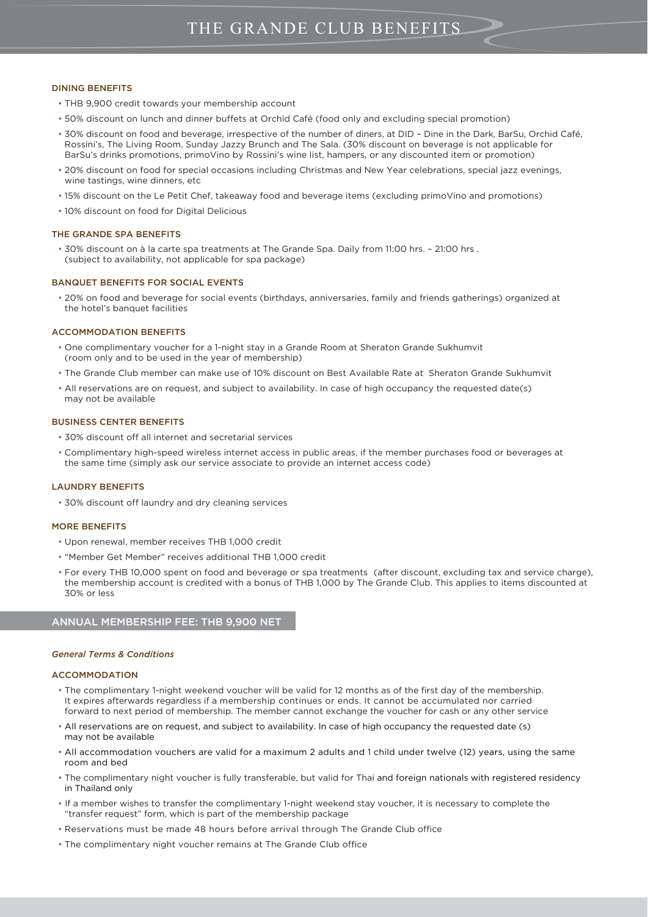# THE GRANDE CLUB BENEFITS

### DINING BENEFITS

- THB 9,900 credit towards your membership account
- 50% discount on lunch and dinner buffets at Orchid Café (food only and excluding special promotion)
- 30% discount on food and beverage, irrespective of the number of diners, at DID – Dine in the Dark, BarSu, Orchid Café, Rossini's, The Living Room, Sunday Jazzy Brunch and The Sala. (30% discount on beverage is not applicable for BarSu's drinks promotions, primoVino by Rossini's wine list, hampers, or any discounted item or promotion)
- 20% discount on food for special occasions including Christmas and New Year celebrations, special jazz evenings, wine tastings, wine dinners, etc
- 15% discount on the Le Petit Chef, takeaway food and beverage items (excluding primoVino and promotions)
- 10% discount on food for Digital Delicious

### THE GRANDE SPA BENEFITS

- 30% discount on à la carte spa treatments at The Grande Spa. Daily from 11:00 hrs. – 21:00 hrs . (subject to availability, not applicable for spa package)

### BANQUET BENEFITS FOR SOCIAL EVENTS

- 20% on food and beverage for social events (birthdays, anniversaries, family and friends gatherings) organized at the hotel's banquet facilities

### ACCOMMODATION BENEFITS

- One complimentary voucher for a 1-night stay in a Grande Room at Sheraton Grande Sukhumvit (room only and to be used in the year of membership)
- The Grande Club member can make use of 10% discount on Best Available Rate at Sheraton Grande Sukhumvit
- All reservations are on request, and subject to availability. In case of high occupancy the requested date(s) may not be available

### BUSINESS CENTER BENEFITS

- 30% discount off all internet and secretarial services
- Complimentary high-speed wireless internet access in public areas, if the member purchases food or beverages at the same time (simply ask our service associate to provide an internet access code)

### LAUNDRY BENEFITS

- 30% discount off laundry and dry cleaning services

### MORE BENEFITS

- Upon renewal, member receives THB 1,000 credit
- "Member Get Member" receives additional THB 1,000 credit
- For every THB 10,000 spent on food and beverage or spa treatments (after discount, excluding tax and service charge), the membership account is credited with a bonus of THB 1,000 by The Grande Club. This applies to items discounted at 30% or less

## ANNUAL MEMBERSHIP FEE: THB 9,900 NET

*General Terms & Conditions*

### ACCOMMODATION

- The complimentary 1-night weekend voucher will be valid for 12 months as of the first day of the membership. It expires afterwards regardless if a membership continues or ends. It cannot be accumulated nor carried forward to next period of membership. The member cannot exchange the voucher for cash or any other service
- All reservations are on request, and subject to availability. In case of high occupancy the requested date (s) may not be available
- All accommodation vouchers are valid for a maximum 2 adults and 1 child under twelve (12) years, using the same room and bed
- The complimentary night voucher is fully transferable, but valid for Thai and foreign nationals with registered residency in Thailand only
- If a member wishes to transfer the complimentary 1-night weekend stay voucher, it is necessary to complete the "transfer request" form, which is part of the membership package
- Reservations must be made 48 hours before arrival through The Grande Club office
- The complimentary night voucher remains at The Grande Club office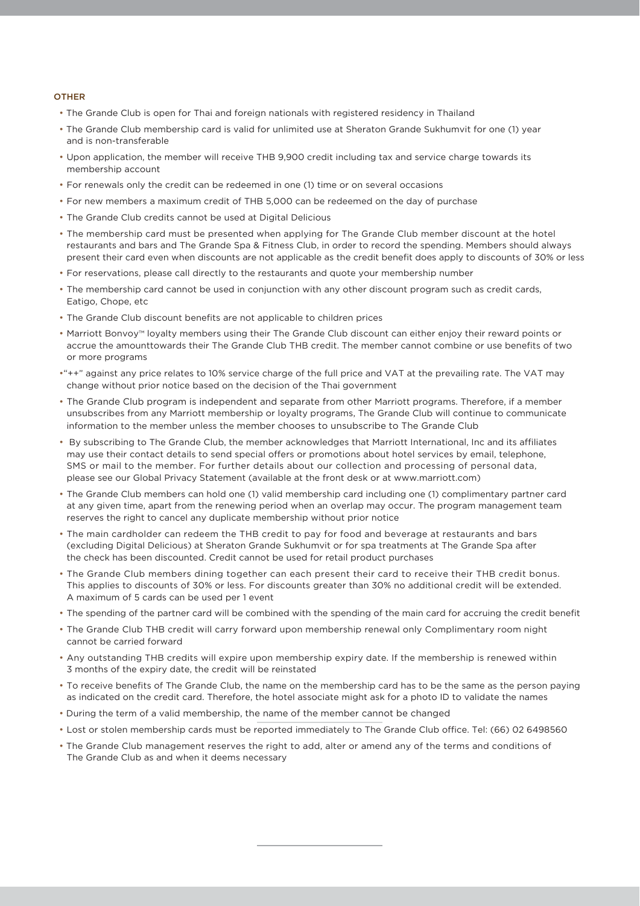## OTHER

- The Grande Club is open for Thai and foreign nationals with registered residency in Thailand
- The Grande Club membership card is valid for unlimited use at Sheraton Grande Sukhumvit for one (1) year and is non-transferable
- Upon application, the member will receive THB 9,900 credit including tax and service charge towards its membership account
- For renewals only the credit can be redeemed in one (1) time or on several occasions
- For new members a maximum credit of THB 5,000 can be redeemed on the day of purchase
- The Grande Club credits cannot be used at Digital Delicious
- The membership card must be presented when applying for The Grande Club member discount at the hotel restaurants and bars and The Grande Spa & Fitness Club, in order to record the spending. Members should always present their card even when discounts are not applicable as the credit benefit does apply to discounts of 30% or less
- For reservations, please call directly to the restaurants and quote your membership number
- The membership card cannot be used in conjunction with any other discount program such as credit cards, Eatigo, Chope, etc
- The Grande Club discount benefits are not applicable to children prices
- Marriott Bonvoy™ loyalty members using their The Grande Club discount can either enjoy their reward points or accrue the amounttowards their The Grande Club THB credit. The member cannot combine or use benefits of two or more programs
- "++" against any price relates to 10% service charge of the full price and VAT at the prevailing rate. The VAT may change without prior notice based on the decision of the Thai government
- The Grande Club program is independent and separate from other Marriott programs. Therefore, if a member unsubscribes from any Marriott membership or loyalty programs, The Grande Club will continue to communicate information to the member unless the member chooses to unsubscribe to The Grande Club
- By subscribing to The Grande Club, the member acknowledges that Marriott International, Inc and its affiliates may use their contact details to send special offers or promotions about hotel services by email, telephone, SMS or mail to the member. For further details about our collection and processing of personal data, please see our Global Privacy Statement (available at the front desk or at www.marriott.com)
- The Grande Club members can hold one (1) valid membership card including one (1) complimentary partner card at any given time, apart from the renewing period when an overlap may occur. The program management team reserves the right to cancel any duplicate membership without prior notice
- The main cardholder can redeem the THB credit to pay for food and beverage at restaurants and bars (excluding Digital Delicious) at Sheraton Grande Sukhumvit or for spa treatments at The Grande Spa after the check has been discounted. Credit cannot be used for retail product purchases
- The Grande Club members dining together can each present their card to receive their THB credit bonus. This applies to discounts of 30% or less. For discounts greater than 30% no additional credit will be extended. A maximum of 5 cards can be used per 1 event
- The spending of the partner card will be combined with the spending of the main card for accruing the credit benefit
- The Grande Club THB credit will carry forward upon membership renewal only Complimentary room night cannot be carried forward
- Any outstanding THB credits will expire upon membership expiry date. If the membership is renewed within 3 months of the expiry date, the credit will be reinstated
- To receive benefits of The Grande Club, the name on the membership card has to be the same as the person paying as indicated on the credit card. Therefore, the hotel associate might ask for a photo ID to validate the names
- During the term of a valid membership, the name of the member cannot be changed
- Lost or stolen membership cards must be reported immediately to The Grande Club office. Tel: (66) 02 6498560
- The Grande Club management reserves the right to add, alter or amend any of the terms and conditions of The Grande Club as and when it deems necessary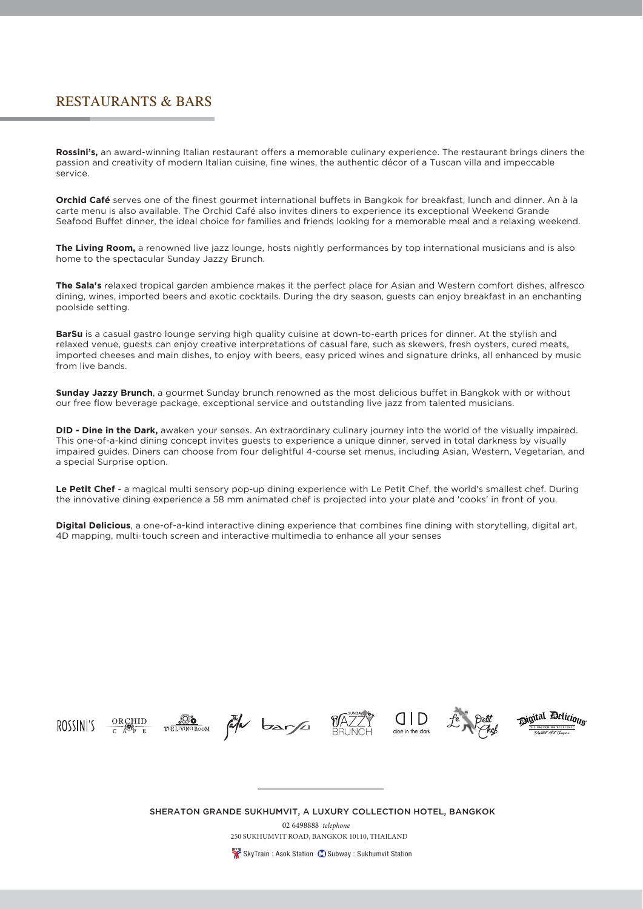# RESTAURANTS & BARS

**Rossini's,** an award-winning Italian restaurant offers a memorable culinary experience. The restaurant brings diners the passion and creativity of modern Italian cuisine, fine wines, the authentic décor of a Tuscan villa and impeccable service.

**Orchid Café** serves one of the finest gourmet international buffets in Bangkok for breakfast, lunch and dinner. An à la carte menu is also available. The Orchid Café also invites diners to experience its exceptional Weekend Grande Seafood Buffet dinner, the ideal choice for families and friends looking for a memorable meal and a relaxing weekend.

**The Living Room,** a renowned live jazz lounge, hosts nightly performances by top international musicians and is also home to the spectacular Sunday Jazzy Brunch.

**The Sala's** relaxed tropical garden ambience makes it the perfect place for Asian and Western comfort dishes, alfresco dining, wines, imported beers and exotic cocktails. During the dry season, guests can enjoy breakfast in an enchanting poolside setting.

**BarSu** is a casual gastro lounge serving high quality cuisine at down-to-earth prices for dinner. At the stylish and relaxed venue, guests can enjoy creative interpretations of casual fare, such as skewers, fresh oysters, cured meats, imported cheeses and main dishes, to enjoy with beers, easy priced wines and signature drinks, all enhanced by music from live bands.

**Sunday Jazzy Brunch**, a gourmet Sunday brunch renowned as the most delicious buffet in Bangkok with or without our free flow beverage package, exceptional service and outstanding live jazz from talented musicians.

**DID - Dine in the Dark,** awaken your senses. An extraordinary culinary journey into the world of the visually impaired. This one-of-a-kind dining concept invites guests to experience a unique dinner, served in total darkness by visually impaired guides. Diners can choose from four delightful 4-course set menus, including Asian, Western, Vegetarian, and a special Surprise option.

**Le Petit Chef** - a magical multi sensory pop-up dining experience with Le Petit Chef, the world's smallest chef. During the innovative dining experience a 58 mm animated chef is projected into your plate and 'cooks' in front of you.

**Digital Delicious**, a one-of-a-kind interactive dining experience that combines fine dining with storytelling, digital art, 4D mapping, multi-touch screen and interactive multimedia to enhance all your senses

ROSSINI'S ORCHID CAFE THE LIVING ROOM The Sala barSu SUNDAY JAZZY BRUNCH DID dine in the dark Le Petit Chef Digital Delicious

SHERATON GRANDE SUKHUMVIT, A LUXURY COLLECTION HOTEL, BANGKOK

02 6498888 *telephone*

250 SUKHUMVIT ROAD, BANGKOK 10110, THAILAND

SkyTrain : Asok Station Subway : Sukhumvit Station